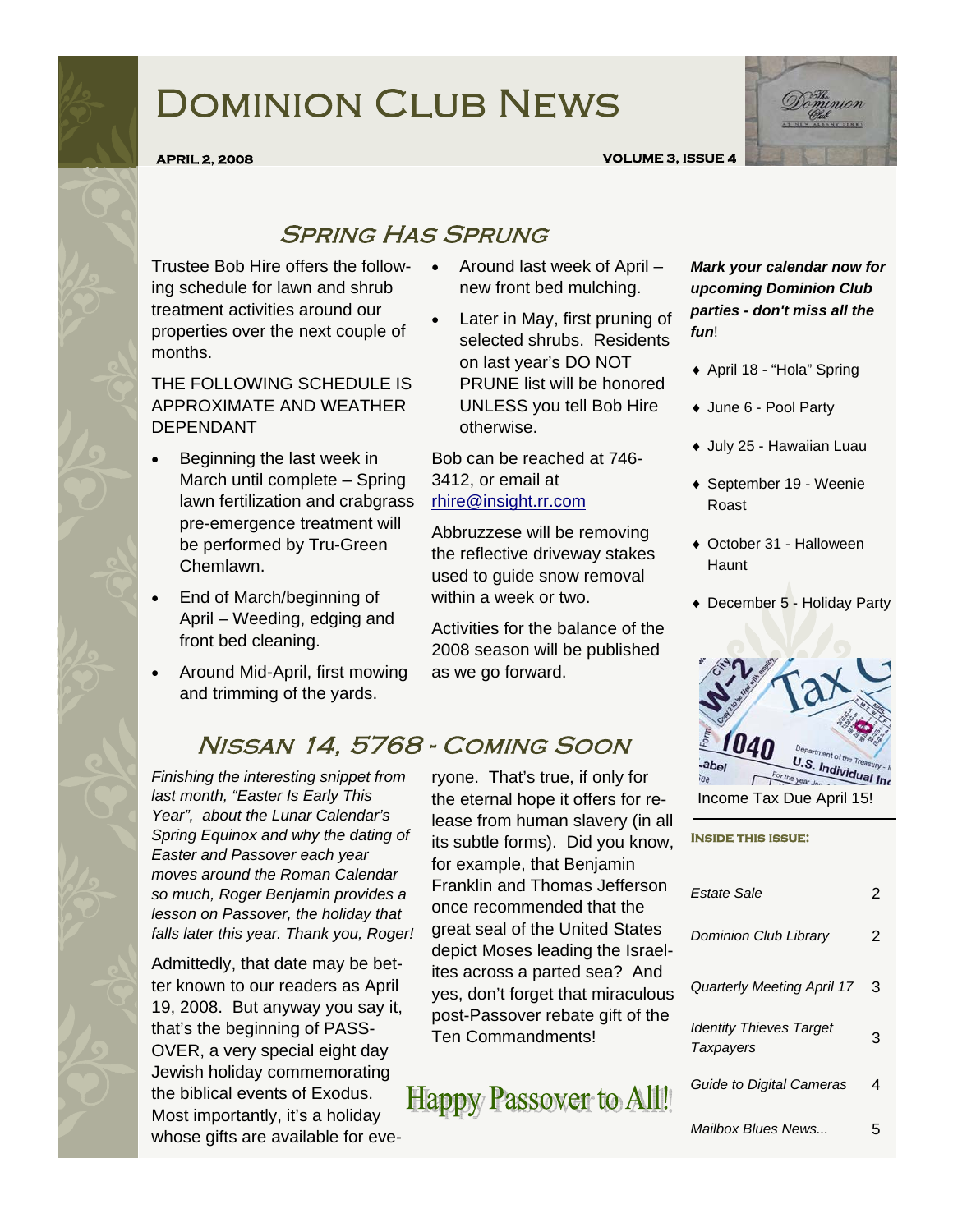# Dominion Club News

**APRIL 2, 2008** **VOLUME 3, ISSUE 4**

## Spring Has Sprung

Trustee Bob Hire offers the following schedule for lawn and shrub treatment activities around our properties over the next couple of months.

THE FOLLOWING SCHEDULE IS APPROXIMATE AND WEATHER DEPENDANT

- Beginning the last week in March until complete – Spring lawn fertilization and crabgrass pre-emergence treatment will be performed by Tru-Green Chemlawn.
- End of March/beginning of April – Weeding, edging and front bed cleaning.
- Around Mid-April, first mowing and trimming of the yards.
- Around last week of April – new front bed mulching.
- Later in May, first pruning of selected shrubs. Residents on last year's DO NOT PRUNE list will be honored UNLESS you tell Bob Hire otherwise.

Bob can be reached at 746-3412, or email at rhire@insight.rr.com

Abbruzzese will be removing the reflective driveway stakes used to guide snow removal within a week or two.

Activities for the balance of the 2008 season will be published as we go forward.

## Nissan 14, 5768 - Coming Soon

*Finishing the interesting snippet from last month, "Easter Is Early This Year", about the Lunar Calendar's Spring Equinox and why the dating of Easter and Passover each year moves around the Roman Calendar so much, Roger Benjamin provides a lesson on Passover, the holiday that falls later this year. Thank you, Roger!*

Admittedly, that date may be better known to our readers as April 19, 2008. But anyway you say it, that's the beginning of PASSOVER, a very special eight day Jewish holiday commemorating the biblical events of Exodus. Most importantly, it's a holiday whose gifts are available for everyone. That's true, if only for the eternal hope it offers for release from human slavery (in all its subtle forms). Did you know, for example, that Benjamin Franklin and Thomas Jefferson once recommended that the great seal of the United States depict Moses leading the Israelites across a parted sea? And yes, don't forget that miraculous post-Passover rebate gift of the Ten Commandments!

Happy Passover to All!

***Mark your calendar now for upcoming Dominion Club parties - don't miss all the fun!***

- April 18 - "Hola" Spring
- June 6 - Pool Party
- July 25 - Hawaiian Luau
- September 19 - Weenie Roast
- October 31 - Halloween Haunt
- December 5 - Holiday Party

Income Tax Due April 15!

**INSIDE THIS ISSUE:**

| | |
|---|---|
| *Estate Sale* | 2 |
| *Dominion Club Library* | 2 |
| *Quarterly Meeting April 17* | 3 |
| *Identity Thieves Target Taxpayers* | 3 |
| *Guide to Digital Cameras* | 4 |
| *Mailbox Blues News...* | 5 |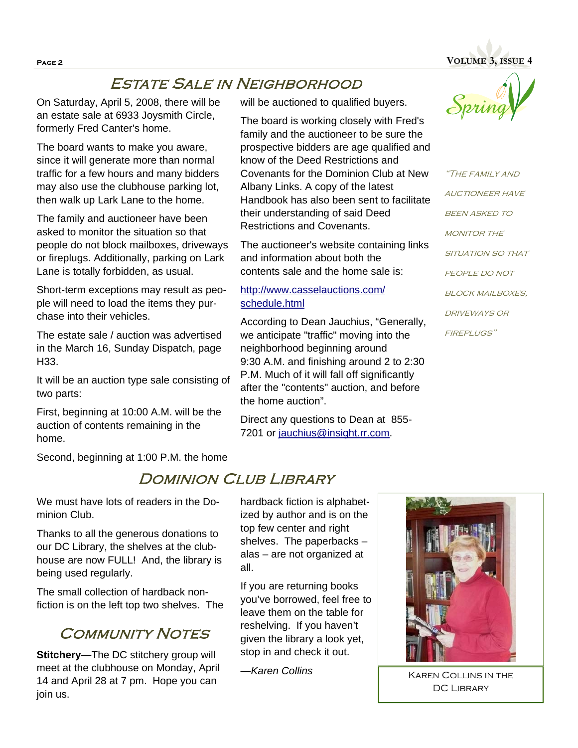## Estate Sale in Neighborhood

On Saturday, April 5, 2008, there will be an estate sale at 6933 Joysmith Circle, formerly Fred Canter's home.

The board wants to make you aware, since it will generate more than normal traffic for a few hours and many bidders may also use the clubhouse parking lot, then walk up Lark Lane to the home.

The family and auctioneer have been asked to monitor the situation so that people do not block mailboxes, driveways or fireplugs. Additionally, parking on Lark Lane is totally forbidden, as usual.

Short-term exceptions may result as people will need to load the items they purchase into their vehicles.

The estate sale / auction was advertised in the March 16, Sunday Dispatch, page H33.

It will be an auction type sale consisting of two parts:

First, beginning at 10:00 A.M. will be the auction of contents remaining in the home.

Second, beginning at 1:00 P.M. the home will be auctioned to qualified buyers.

The board is working closely with Fred's family and the auctioneer to be sure the prospective bidders are age qualified and know of the Deed Restrictions and Covenants for the Dominion Club at New Albany Links. A copy of the latest Handbook has also been sent to facilitate their understanding of said Deed Restrictions and Covenants.

The auctioneer's website containing links and information about both the contents sale and the home sale is:

http://www.casselauctions.com/schedule.html

According to Dean Jauchius, "Generally, we anticipate "traffic" moving into the neighborhood beginning around 9:30 A.M. and finishing around 2 to 2:30 P.M. Much of it will fall off significantly after the "contents" auction, and before the home auction".

Direct any questions to Dean at 855-7201 or jauchius@insight.rr.com.

*"The family and auctioneer have been asked to monitor the situation so that people do not block mailboxes, driveways or fireplugs"*

## Dominion Club Library

We must have lots of readers in the Dominion Club.

Thanks to all the generous donations to our DC Library, the shelves at the clubhouse are now FULL! And, the library is being used regularly.

The small collection of hardback non-fiction is on the left top two shelves. The hardback fiction is alphabetized by author and is on the top few center and right shelves. The paperbacks – alas – are not organized at all.

If you are returning books you've borrowed, feel free to leave them on the table for reshelving. If you haven't given the library a look yet, stop in and check it out.

*—Karen Collins*

Karen Collins in the DC Library

## Community Notes

**Stitchery**—The DC stitchery group will meet at the clubhouse on Monday, April 14 and April 28 at 7 pm. Hope you can join us.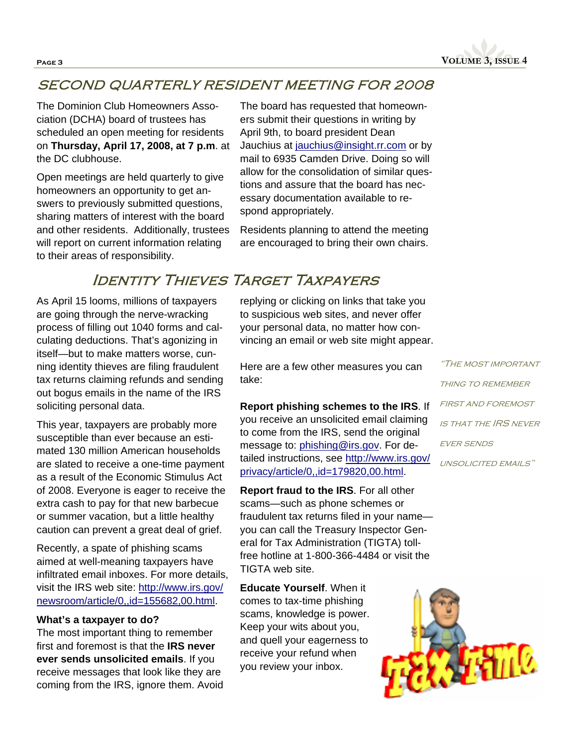## SECOND QUARTERLY RESIDENT MEETING FOR 2008

The Dominion Club Homeowners Association (DCHA) board of trustees has scheduled an open meeting for residents on **Thursday, April 17, 2008, at 7 p.m**. at the DC clubhouse.

Open meetings are held quarterly to give homeowners an opportunity to get answers to previously submitted questions, sharing matters of interest with the board and other residents. Additionally, trustees will report on current information relating to their areas of responsibility.

The board has requested that homeowners submit their questions in writing by April 9th, to board president Dean Jauchius at jauchius@insight.rr.com or by mail to 6935 Camden Drive. Doing so will allow for the consolidation of similar questions and assure that the board has necessary documentation available to respond appropriately.

Residents planning to attend the meeting are encouraged to bring their own chairs.

## Identity Thieves Target Taxpayers

As April 15 looms, millions of taxpayers are going through the nerve-wracking process of filling out 1040 forms and calculating deductions. That's agonizing in itself—but to make matters worse, cunning identity thieves are filing fraudulent tax returns claiming refunds and sending out bogus emails in the name of the IRS soliciting personal data.

This year, taxpayers are probably more susceptible than ever because an estimated 130 million American households are slated to receive a one-time payment as a result of the Economic Stimulus Act of 2008. Everyone is eager to receive the extra cash to pay for that new barbecue or summer vacation, but a little healthy caution can prevent a great deal of grief.

Recently, a spate of phishing scams aimed at well-meaning taxpayers have infiltrated email inboxes. For more details, visit the IRS web site: http://www.irs.gov/newsroom/article/0,,id=155682,00.html.

**What's a taxpayer to do?**

The most important thing to remember first and foremost is that the **IRS never ever sends unsolicited emails**. If you receive messages that look like they are coming from the IRS, ignore them. Avoid replying or clicking on links that take you to suspicious web sites, and never offer your personal data, no matter how convincing an email or web site might appear.

Here are a few other measures you can take:

**Report phishing schemes to the IRS**. If you receive an unsolicited email claiming to come from the IRS, send the original message to: phishing@irs.gov. For detailed instructions, see http://www.irs.gov/privacy/article/0,,id=179820,00.html.

**Report fraud to the IRS**. For all other scams—such as phone schemes or fraudulent tax returns filed in your name—you can call the Treasury Inspector General for Tax Administration (TIGTA) toll-free hotline at 1-800-366-4484 or visit the TIGTA web site.

**Educate Yourself**. When it comes to tax-time phishing scams, knowledge is power. Keep your wits about you, and quell your eagerness to receive your refund when you review your inbox.

*"The most important thing to remember first and foremost is that the IRS never ever sends unsolicited emails"*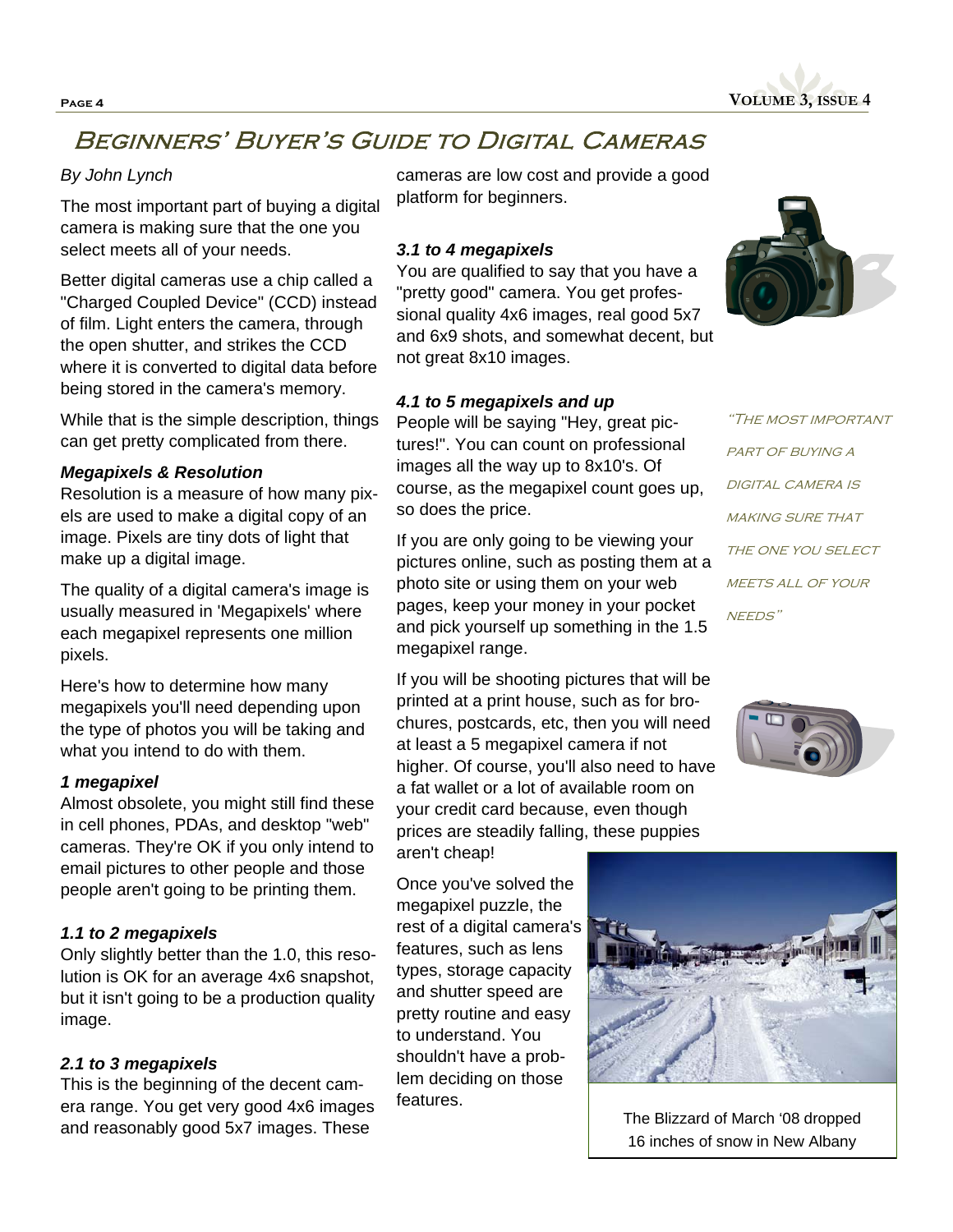# Beginners' Buyer's Guide to Digital Cameras

*By John Lynch*

The most important part of buying a digital camera is making sure that the one you select meets all of your needs.

Better digital cameras use a chip called a "Charged Coupled Device" (CCD) instead of film. Light enters the camera, through the open shutter, and strikes the CCD where it is converted to digital data before being stored in the camera's memory.

While that is the simple description, things can get pretty complicated from there.

***Megapixels & Resolution***

Resolution is a measure of how many pixels are used to make a digital copy of an image. Pixels are tiny dots of light that make up a digital image.

The quality of a digital camera's image is usually measured in 'Megapixels' where each megapixel represents one million pixels.

Here's how to determine how many megapixels you'll need depending upon the type of photos you will be taking and what you intend to do with them.

***1 megapixel***

Almost obsolete, you might still find these in cell phones, PDAs, and desktop "web" cameras. They're OK if you only intend to email pictures to other people and those people aren't going to be printing them.

***1.1 to 2 megapixels***

Only slightly better than the 1.0, this resolution is OK for an average 4x6 snapshot, but it isn't going to be a production quality image.

***2.1 to 3 megapixels***

This is the beginning of the decent camera range. You get very good 4x6 images and reasonably good 5x7 images. These cameras are low cost and provide a good platform for beginners.

***3.1 to 4 megapixels***

You are qualified to say that you have a "pretty good" camera. You get professional quality 4x6 images, real good 5x7 and 6x9 shots, and somewhat decent, but not great 8x10 images.

***4.1 to 5 megapixels and up***

People will be saying "Hey, great pictures!". You can count on professional images all the way up to 8x10's. Of course, as the megapixel count goes up, so does the price.

If you are only going to be viewing your pictures online, such as posting them at a photo site or using them on your web pages, keep your money in your pocket and pick yourself up something in the 1.5 megapixel range.

If you will be shooting pictures that will be printed at a print house, such as for brochures, postcards, etc, then you will need at least a 5 megapixel camera if not higher. Of course, you'll also need to have a fat wallet or a lot of available room on your credit card because, even though prices are steadily falling, these puppies aren't cheap!

Once you've solved the megapixel puzzle, the rest of a digital camera's features, such as lens types, storage capacity and shutter speed are pretty routine and easy to understand. You shouldn't have a problem deciding on those features.

*"The most important part of buying a digital camera is making sure that the one you select meets all of your needs"*

The Blizzard of March '08 dropped 16 inches of snow in New Albany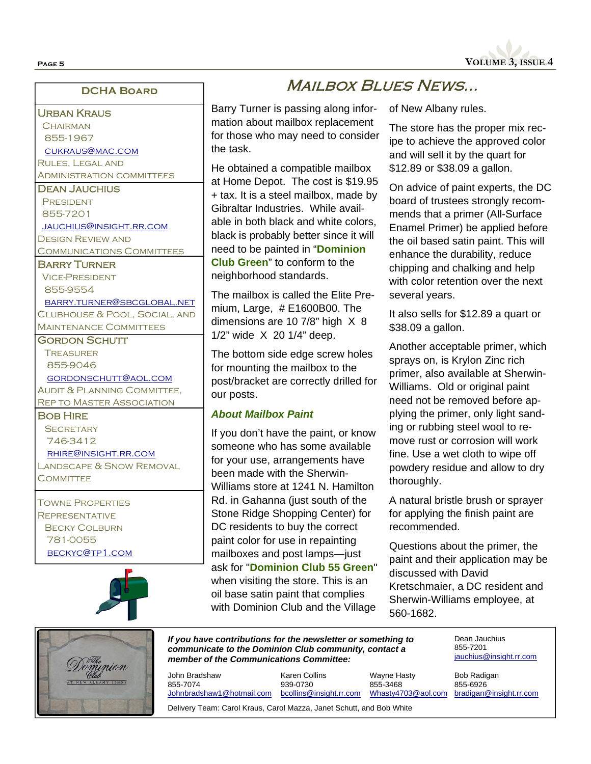## DCHA Board

**Urban Kraus**
Chairman
855-1967
cukraus@mac.com
Rules, Legal and Administration Committees

**Dean Jauchius**
President
855-7201
jauchius@insight.rr.com
Design Review and Communications Committees

**Barry Turner**
Vice-President
855-9554
barry.turner@sbcglobal.net
Clubhouse & Pool, Social, and Maintenance Committees

**Gordon Schutt**
Treasurer
855-9046
gordonschutt@aol.com
Audit & Planning Committee, Rep to Master Association

**Bob Hire**
Secretary
746-3412
rhire@insight.rr.com
Landscape & Snow Removal Committee

Towne Properties Representative
Becky Colburn
781-0055
beckyc@tp1.com

# Mailbox Blues News...

Barry Turner is passing along information about mailbox replacement for those who may need to consider the task.

He obtained a compatible mailbox at Home Depot. The cost is $19.95 + tax. It is a steel mailbox, made by Gibraltar Industries. While available in both black and white colors, black is probably better since it will need to be painted in "**Dominion Club Green**" to conform to the neighborhood standards.

The mailbox is called the Elite Premium, Large, # E1600B00. The dimensions are 10 7/8" high X 8 1/2" wide X 20 1/4" deep.

The bottom side edge screw holes for mounting the mailbox to the post/bracket are correctly drilled for our posts.

### *About Mailbox Paint*

If you don't have the paint, or know someone who has some available for your use, arrangements have been made with the Sherwin-Williams store at 1241 N. Hamilton Rd. in Gahanna (just south of the Stone Ridge Shopping Center) for DC residents to buy the correct paint color for use in repainting mailboxes and post lamps—just ask for "**Dominion Club 55 Green**" when visiting the store. This is an oil base satin paint that complies with Dominion Club and the Village of New Albany rules.

The store has the proper mix recipe to achieve the approved color and will sell it by the quart for $12.89 or $38.09 a gallon.

On advice of paint experts, the DC board of trustees strongly recommends that a primer (All-Surface Enamel Primer) be applied before the oil based satin paint. This will enhance the durability, reduce chipping and chalking and help with color retention over the next several years.

It also sells for $12.89 a quart or $38.09 a gallon.

Another acceptable primer, which sprays on, is Krylon Zinc rich primer, also available at Sherwin-Williams. Old or original paint need not be removed before applying the primer, only light sanding or rubbing steel wool to remove rust or corrosion will work fine. Use a wet cloth to wipe off powdery residue and allow to dry thoroughly.

A natural bristle brush or sprayer for applying the finish paint are recommended.

Questions about the primer, the paint and their application may be discussed with David Kretschmaier, a DC resident and Sherwin-Williams employee, at 560-1682.

***If you have contributions for the newsletter or something to communicate to the Dominion Club community, contact a member of the Communications Committee:***

Dean Jauchius
855-7201
jauchius@insight.rr.com

John Bradshaw
855-7074
Johnbradshaw1@hotmail.com

Karen Collins
939-0730
bcollins@insight.rr.com

Wayne Hasty
855-3468
Whasty4703@aol.com

Bob Radigan
855-6926
bradigan@insight.rr.com

Delivery Team: Carol Kraus, Carol Mazza, Janet Schutt, and Bob White